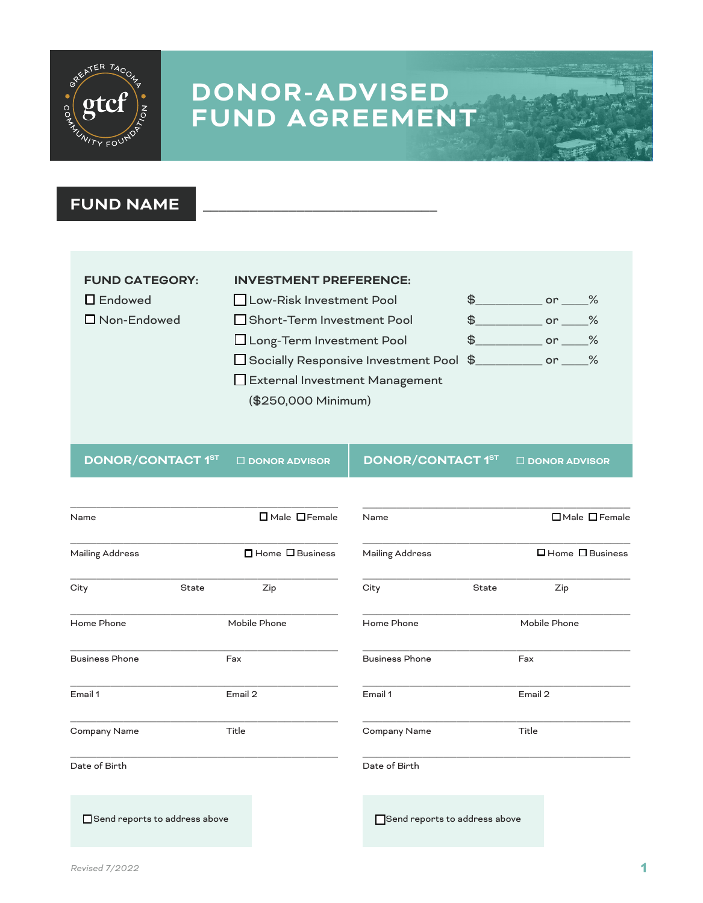# DONOR-ADVISED FUND AGREEMENT

## FUND NAME ______________________________

**FUND CATEGORY:**

- ☐ Endowed
- ☐ Non-Endowed

**INVESTMENT PREFERENCE:**

- ☐ Low-Risk Investment Pool $__________ or ____%
- ☐ Short-Term Investment Pool $__________ or ____%
- ☐ Long-Term Investment Pool $__________ or ____%
- ☐ Socially Responsive Investment Pool $__________ or ____%
- ☐ External Investment Management ($250,000 Minimum)

## DONOR/CONTACT 1ST ☐ DONOR ADVISOR

Name ☐ Male ☐ Female

Mailing Address ☐ Home ☐ Business

City State Zip

Home Phone Mobile Phone

Business Phone Fax

Email 1 Email 2

Company Name Title

Date of Birth

☐ Send reports to address above

## DONOR/CONTACT 1ST ☐ DONOR ADVISOR

Name ☐ Male ☐ Female

Mailing Address ☐ Home ☐ Business

City State Zip

Home Phone Mobile Phone

Business Phone Fax

Email 1 Email 2

Company Name Title

Date of Birth

☐ Send reports to address above

*Revised 7/2022*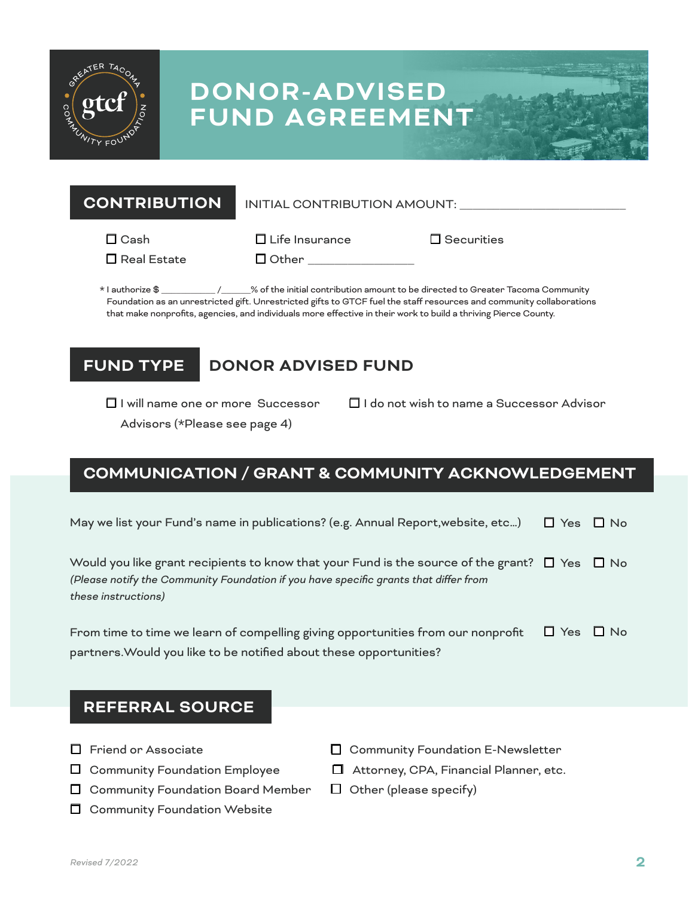# DONOR-ADVISED FUND AGREEMENT

## CONTRIBUTION

INITIAL CONTRIBUTION AMOUNT: ______________________

- ☐ Cash
- ☐ Real Estate
- ☐ Life Insurance
- ☐ Other ______________
- ☐ Securities

* I authorize $ __________ /_____% of the initial contribution amount to be directed to Greater Tacoma Community Foundation as an unrestricted gift. Unrestricted gifts to GTCF fuel the staff resources and community collaborations that make nonprofits, agencies, and individuals more effective in their work to build a thriving Pierce County.

## FUND TYPE — DONOR ADVISED FUND

- ☐ I will name one or more Successor Advisors (*Please see page 4)
- ☐ I do not wish to name a Successor Advisor

## COMMUNICATION / GRANT & COMMUNITY ACKNOWLEDGEMENT

May we list your Fund's name in publications? (e.g. Annual Report,website, etc...) ☐ Yes ☐ No

Would you like grant recipients to know that your Fund is the source of the grant? ☐ Yes ☐ No
*(Please notify the Community Foundation if you have specific grants that differ from these instructions)*

From time to time we learn of compelling giving opportunities from our nonprofit partners.Would you like to be notified about these opportunities? ☐ Yes ☐ No

## REFERRAL SOURCE

- ☐ Friend or Associate
- ☐ Community Foundation Employee
- ☐ Community Foundation Board Member
- ☐ Community Foundation Website
- ☐ Community Foundation E-Newsletter
- ☐ Attorney, CPA, Financial Planner, etc.
- ☐ Other (please specify)

*Revised 7/2022*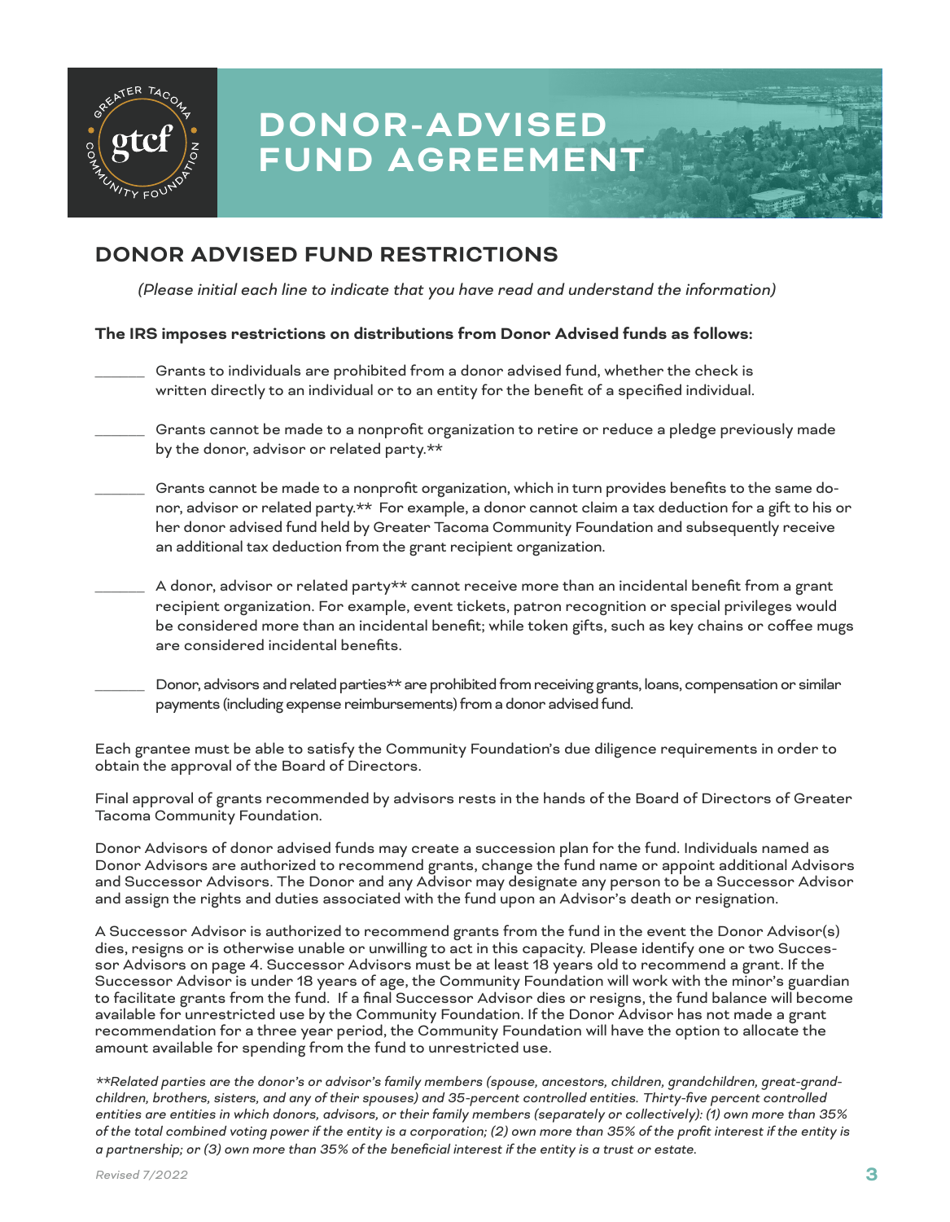# DONOR-ADVISED FUND AGREEMENT

## DONOR ADVISED FUND RESTRICTIONS

*(Please initial each line to indicate that you have read and understand the information)*

**The IRS imposes restrictions on distributions from Donor Advised funds as follows:**

______ Grants to individuals are prohibited from a donor advised fund, whether the check is written directly to an individual or to an entity for the benefit of a specified individual.

______ Grants cannot be made to a nonprofit organization to retire or reduce a pledge previously made by the donor, advisor or related party.**

______ Grants cannot be made to a nonprofit organization, which in turn provides benefits to the same donor, advisor or related party.** For example, a donor cannot claim a tax deduction for a gift to his or her donor advised fund held by Greater Tacoma Community Foundation and subsequently receive an additional tax deduction from the grant recipient organization.

______ A donor, advisor or related party** cannot receive more than an incidental benefit from a grant recipient organization. For example, event tickets, patron recognition or special privileges would be considered more than an incidental benefit; while token gifts, such as key chains or coffee mugs are considered incidental benefits.

______ Donor, advisors and related parties** are prohibited from receiving grants, loans, compensation or similar payments (including expense reimbursements) from a donor advised fund.

Each grantee must be able to satisfy the Community Foundation's due diligence requirements in order to obtain the approval of the Board of Directors.

Final approval of grants recommended by advisors rests in the hands of the Board of Directors of Greater Tacoma Community Foundation.

Donor Advisors of donor advised funds may create a succession plan for the fund. Individuals named as Donor Advisors are authorized to recommend grants, change the fund name or appoint additional Advisors and Successor Advisors. The Donor and any Advisor may designate any person to be a Successor Advisor and assign the rights and duties associated with the fund upon an Advisor's death or resignation.

A Successor Advisor is authorized to recommend grants from the fund in the event the Donor Advisor(s) dies, resigns or is otherwise unable or unwilling to act in this capacity. Please identify one or two Successor Advisors on page 4. Successor Advisors must be at least 18 years old to recommend a grant. If the Successor Advisor is under 18 years of age, the Community Foundation will work with the minor's guardian to facilitate grants from the fund. If a final Successor Advisor dies or resigns, the fund balance will become available for unrestricted use by the Community Foundation. If the Donor Advisor has not made a grant recommendation for a three year period, the Community Foundation will have the option to allocate the amount available for spending from the fund to unrestricted use.

*\*\*Related parties are the donor's or advisor's family members (spouse, ancestors, children, grandchildren, great-grandchildren, brothers, sisters, and any of their spouses) and 35-percent controlled entities. Thirty-five percent controlled entities are entities in which donors, advisors, or their family members (separately or collectively): (1) own more than 35% of the total combined voting power if the entity is a corporation; (2) own more than 35% of the profit interest if the entity is a partnership; or (3) own more than 35% of the beneficial interest if the entity is a trust or estate.*

*Revised 7/2022*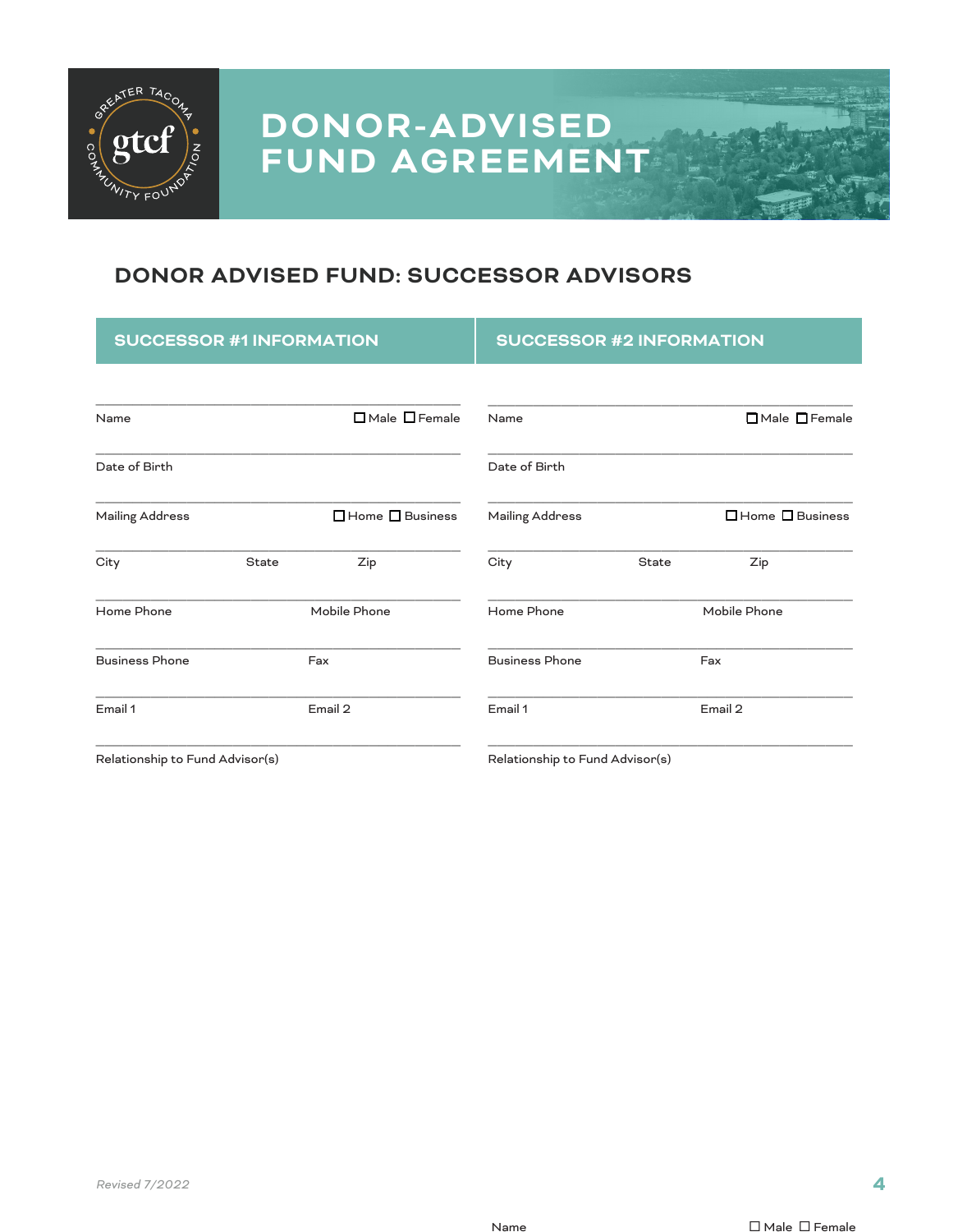# DONOR-ADVISED FUND AGREEMENT

## DONOR ADVISED FUND: SUCCESSOR ADVISORS

### SUCCESSOR #1 INFORMATION

Name ☐ Male ☐ Female

Date of Birth

Mailing Address ☐ Home ☐ Business

City State Zip

Home Phone Mobile Phone

Business Phone Fax

Email 1 Email 2

Relationship to Fund Advisor(s)

### SUCCESSOR #2 INFORMATION

Name ☐ Male ☐ Female

Date of Birth

Mailing Address ☐ Home ☐ Business

City State Zip

Home Phone Mobile Phone

Business Phone Fax

Email 1 Email 2

Relationship to Fund Advisor(s)

*Revised 7/2022*

Name ☐ Male ☐ Female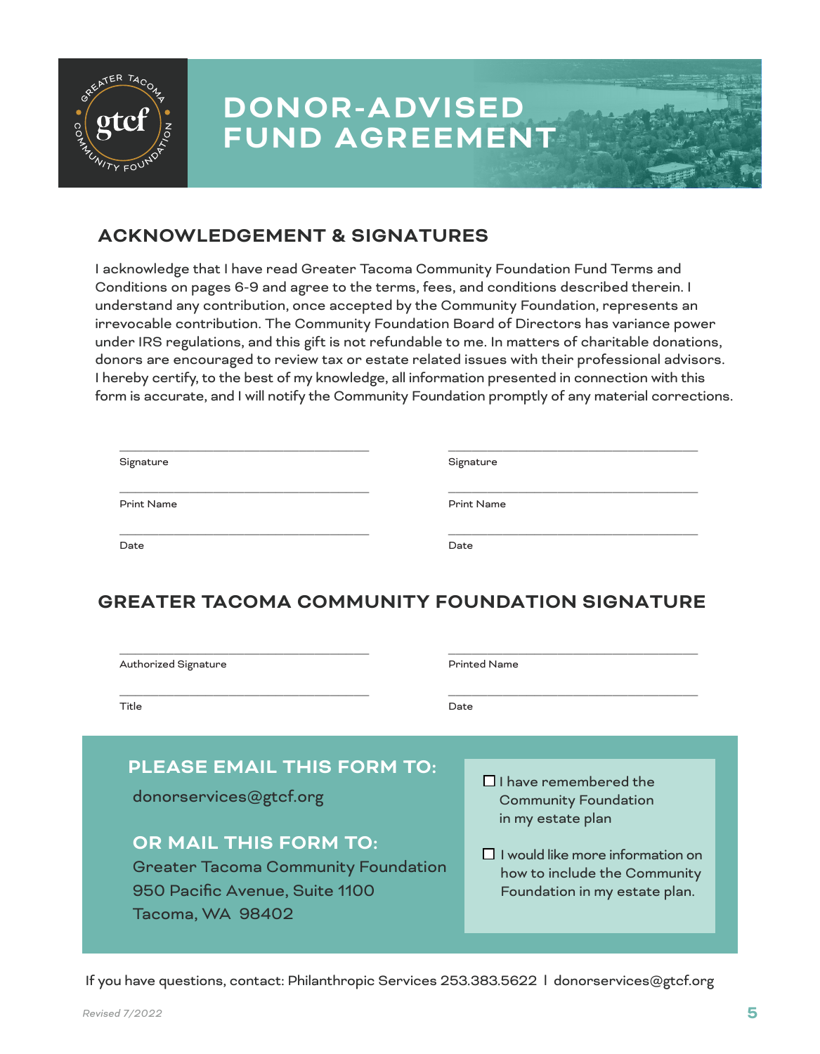# DONOR-ADVISED FUND AGREEMENT

## ACKNOWLEDGEMENT & SIGNATURES

I acknowledge that I have read Greater Tacoma Community Foundation Fund Terms and Conditions on pages 6-9 and agree to the terms, fees, and conditions described therein. I understand any contribution, once accepted by the Community Foundation, represents an irrevocable contribution. The Community Foundation Board of Directors has variance power under IRS regulations, and this gift is not refundable to me. In matters of charitable donations, donors are encouraged to review tax or estate related issues with their professional advisors. I hereby certify, to the best of my knowledge, all information presented in connection with this form is accurate, and I will notify the Community Foundation promptly of any material corrections.

| | |
|---|---|
| Signature: ______________________ | Signature: ______________________ |
| Print Name: ______________________ | Print Name: ______________________ |
| Date: ______________________ | Date: ______________________ |

## GREATER TACOMA COMMUNITY FOUNDATION SIGNATURE

| | |
|---|---|
| Authorized Signature: ______________________ | Printed Name: ______________________ |
| Title: ______________________ | Date: ______________________ |

### PLEASE EMAIL THIS FORM TO:

donorservices@gtcf.org

### OR MAIL THIS FORM TO:

Greater Tacoma Community Foundation
950 Pacific Avenue, Suite 1100
Tacoma, WA 98402

- ☐ I have remembered the Community Foundation in my estate plan
- ☐ I would like more information on how to include the Community Foundation in my estate plan.

If you have questions, contact: Philanthropic Services 253.383.5622 | donorservices@gtcf.org

*Revised 7/2022*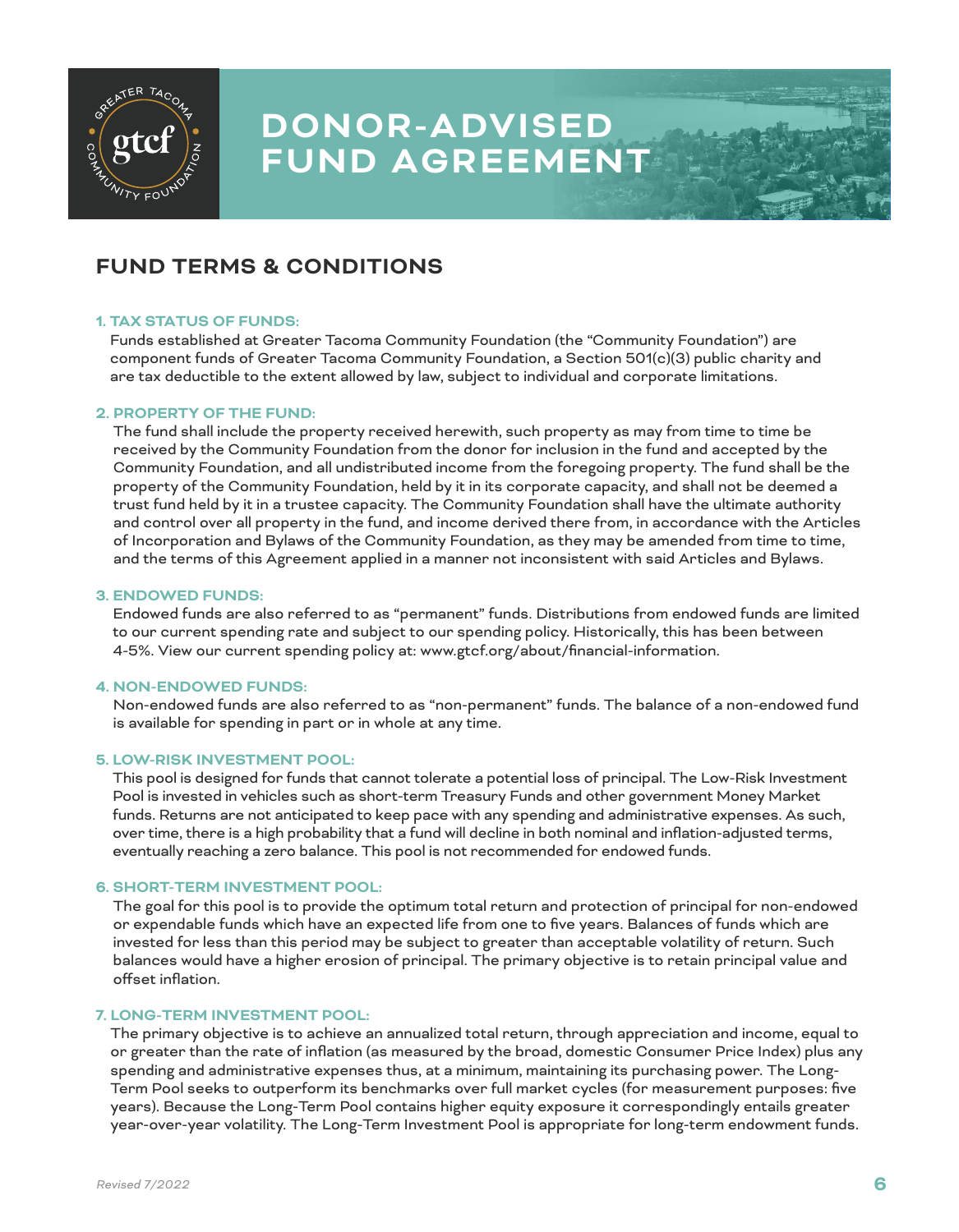# DONOR-ADVISED FUND AGREEMENT

## FUND TERMS & CONDITIONS

**1. TAX STATUS OF FUNDS:**

Funds established at Greater Tacoma Community Foundation (the "Community Foundation") are component funds of Greater Tacoma Community Foundation, a Section 501(c)(3) public charity and are tax deductible to the extent allowed by law, subject to individual and corporate limitations.

**2. PROPERTY OF THE FUND:**

The fund shall include the property received herewith, such property as may from time to time be received by the Community Foundation from the donor for inclusion in the fund and accepted by the Community Foundation, and all undistributed income from the foregoing property. The fund shall be the property of the Community Foundation, held by it in its corporate capacity, and shall not be deemed a trust fund held by it in a trustee capacity. The Community Foundation shall have the ultimate authority and control over all property in the fund, and income derived there from, in accordance with the Articles of Incorporation and Bylaws of the Community Foundation, as they may be amended from time to time, and the terms of this Agreement applied in a manner not inconsistent with said Articles and Bylaws.

**3. ENDOWED FUNDS:**

Endowed funds are also referred to as "permanent" funds. Distributions from endowed funds are limited to our current spending rate and subject to our spending policy. Historically, this has been between 4-5%. View our current spending policy at: www.gtcf.org/about/financial-information.

**4. NON-ENDOWED FUNDS:**

Non-endowed funds are also referred to as "non-permanent" funds. The balance of a non-endowed fund is available for spending in part or in whole at any time.

**5. LOW-RISK INVESTMENT POOL:**

This pool is designed for funds that cannot tolerate a potential loss of principal. The Low-Risk Investment Pool is invested in vehicles such as short-term Treasury Funds and other government Money Market funds. Returns are not anticipated to keep pace with any spending and administrative expenses. As such, over time, there is a high probability that a fund will decline in both nominal and inflation-adjusted terms, eventually reaching a zero balance. This pool is not recommended for endowed funds.

**6. SHORT-TERM INVESTMENT POOL:**

The goal for this pool is to provide the optimum total return and protection of principal for non-endowed or expendable funds which have an expected life from one to five years. Balances of funds which are invested for less than this period may be subject to greater than acceptable volatility of return. Such balances would have a higher erosion of principal. The primary objective is to retain principal value and offset inflation.

**7. LONG-TERM INVESTMENT POOL:**

The primary objective is to achieve an annualized total return, through appreciation and income, equal to or greater than the rate of inflation (as measured by the broad, domestic Consumer Price Index) plus any spending and administrative expenses thus, at a minimum, maintaining its purchasing power. The Long-Term Pool seeks to outperform its benchmarks over full market cycles (for measurement purposes: five years). Because the Long-Term Pool contains higher equity exposure it correspondingly entails greater year-over-year volatility. The Long-Term Investment Pool is appropriate for long-term endowment funds.

*Revised 7/2022*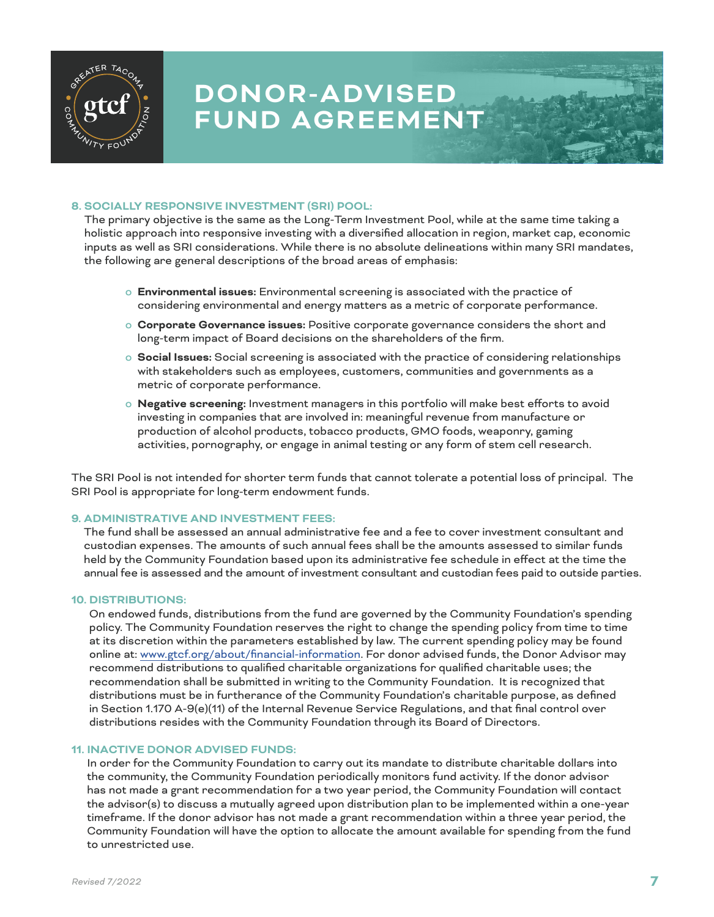# DONOR-ADVISED FUND AGREEMENT

### 8. SOCIALLY RESPONSIVE INVESTMENT (SRI) POOL:

The primary objective is the same as the Long-Term Investment Pool, while at the same time taking a holistic approach into responsive investing with a diversified allocation in region, market cap, economic inputs as well as SRI considerations. While there is no absolute delineations within many SRI mandates, the following are general descriptions of the broad areas of emphasis:

- **Environmental issues:** Environmental screening is associated with the practice of considering environmental and energy matters as a metric of corporate performance.
- **Corporate Governance issues:** Positive corporate governance considers the short and long-term impact of Board decisions on the shareholders of the firm.
- **Social Issues:** Social screening is associated with the practice of considering relationships with stakeholders such as employees, customers, communities and governments as a metric of corporate performance.
- **Negative screening:** Investment managers in this portfolio will make best efforts to avoid investing in companies that are involved in: meaningful revenue from manufacture or production of alcohol products, tobacco products, GMO foods, weaponry, gaming activities, pornography, or engage in animal testing or any form of stem cell research.

The SRI Pool is not intended for shorter term funds that cannot tolerate a potential loss of principal. The SRI Pool is appropriate for long-term endowment funds.

### 9. ADMINISTRATIVE AND INVESTMENT FEES:

The fund shall be assessed an annual administrative fee and a fee to cover investment consultant and custodian expenses. The amounts of such annual fees shall be the amounts assessed to similar funds held by the Community Foundation based upon its administrative fee schedule in effect at the time the annual fee is assessed and the amount of investment consultant and custodian fees paid to outside parties.

### 10. DISTRIBUTIONS:

On endowed funds, distributions from the fund are governed by the Community Foundation's spending policy. The Community Foundation reserves the right to change the spending policy from time to time at its discretion within the parameters established by law. The current spending policy may be found online at: [www.gtcf.org/about/financial-information](www.gtcf.org/about/financial-information). For donor advised funds, the Donor Advisor may recommend distributions to qualified charitable organizations for qualified charitable uses; the recommendation shall be submitted in writing to the Community Foundation. It is recognized that distributions must be in furtherance of the Community Foundation's charitable purpose, as defined in Section 1.170 A-9(e)(11) of the Internal Revenue Service Regulations, and that final control over distributions resides with the Community Foundation through its Board of Directors.

### 11. INACTIVE DONOR ADVISED FUNDS:

In order for the Community Foundation to carry out its mandate to distribute charitable dollars into the community, the Community Foundation periodically monitors fund activity. If the donor advisor has not made a grant recommendation for a two year period, the Community Foundation will contact the advisor(s) to discuss a mutually agreed upon distribution plan to be implemented within a one-year timeframe. If the donor advisor has not made a grant recommendation within a three year period, the Community Foundation will have the option to allocate the amount available for spending from the fund to unrestricted use.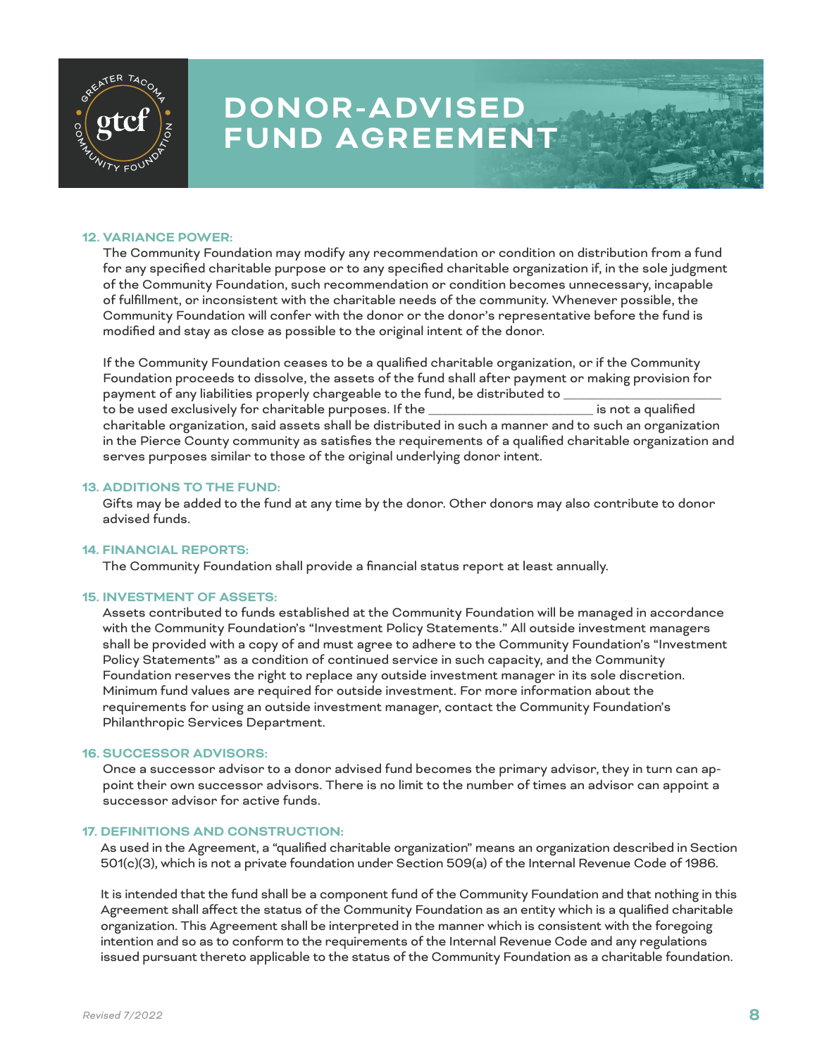# DONOR-ADVISED FUND AGREEMENT

**12. VARIANCE POWER:**

The Community Foundation may modify any recommendation or condition on distribution from a fund for any specified charitable purpose or to any specified charitable organization if, in the sole judgment of the Community Foundation, such recommendation or condition becomes unnecessary, incapable of fulfillment, or inconsistent with the charitable needs of the community. Whenever possible, the Community Foundation will confer with the donor or the donor's representative before the fund is modified and stay as close as possible to the original intent of the donor.

If the Community Foundation ceases to be a qualified charitable organization, or if the Community Foundation proceeds to dissolve, the assets of the fund shall after payment or making provision for payment of any liabilities properly chargeable to the fund, be distributed to ______________________ to be used exclusively for charitable purposes. If the ______________________ is not a qualified charitable organization, said assets shall be distributed in such a manner and to such an organization in the Pierce County community as satisfies the requirements of a qualified charitable organization and serves purposes similar to those of the original underlying donor intent.

**13. ADDITIONS TO THE FUND:**

Gifts may be added to the fund at any time by the donor. Other donors may also contribute to donor advised funds.

**14. FINANCIAL REPORTS:**

The Community Foundation shall provide a financial status report at least annually.

**15. INVESTMENT OF ASSETS:**

Assets contributed to funds established at the Community Foundation will be managed in accordance with the Community Foundation's "Investment Policy Statements." All outside investment managers shall be provided with a copy of and must agree to adhere to the Community Foundation's "Investment Policy Statements" as a condition of continued service in such capacity, and the Community Foundation reserves the right to replace any outside investment manager in its sole discretion. Minimum fund values are required for outside investment. For more information about the requirements for using an outside investment manager, contact the Community Foundation's Philanthropic Services Department.

**16. SUCCESSOR ADVISORS:**

Once a successor advisor to a donor advised fund becomes the primary advisor, they in turn can appoint their own successor advisors. There is no limit to the number of times an advisor can appoint a successor advisor for active funds.

**17. DEFINITIONS AND CONSTRUCTION:**

As used in the Agreement, a "qualified charitable organization" means an organization described in Section 501(c)(3), which is not a private foundation under Section 509(a) of the Internal Revenue Code of 1986.

It is intended that the fund shall be a component fund of the Community Foundation and that nothing in this Agreement shall affect the status of the Community Foundation as an entity which is a qualified charitable organization. This Agreement shall be interpreted in the manner which is consistent with the foregoing intention and so as to conform to the requirements of the Internal Revenue Code and any regulations issued pursuant thereto applicable to the status of the Community Foundation as a charitable foundation.

*Revised 7/2022*